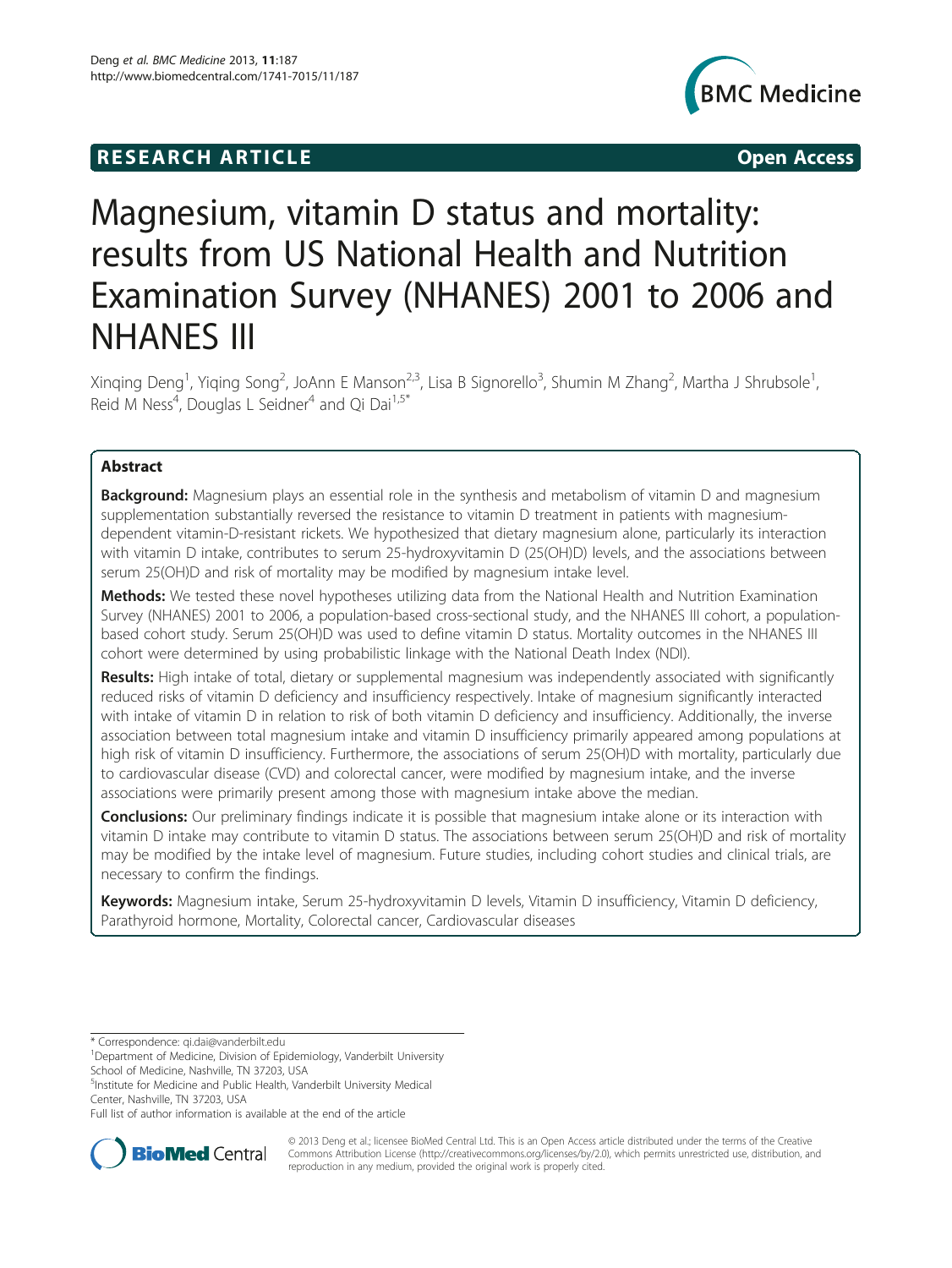RESEARCH ARTICLE **Open Access**

# Magnesium, vitamin D status and mortality: results from US National Health and Nutrition Examination Survey (NHANES) 2001 to 2006 and NHANES III

Xinqing Deng[1], Yiqing Song[2], JoAnn E Manson[2,3], Lisa B Signorello[3], Shumin M Zhang[2], Martha J Shrubsole[1], Reid M Ness[4], Douglas L Seidner[4] and Qi Dai[1,5*]

## Abstract

**Background:** Magnesium plays an essential role in the synthesis and metabolism of vitamin D and magnesium supplementation substantially reversed the resistance to vitamin D treatment in patients with magnesium-dependent vitamin-D-resistant rickets. We hypothesized that dietary magnesium alone, particularly its interaction with vitamin D intake, contributes to serum 25-hydroxyvitamin D (25(OH)D) levels, and the associations between serum 25(OH)D and risk of mortality may be modified by magnesium intake level.

**Methods:** We tested these novel hypotheses utilizing data from the National Health and Nutrition Examination Survey (NHANES) 2001 to 2006, a population-based cross-sectional study, and the NHANES III cohort, a population-based cohort study. Serum 25(OH)D was used to define vitamin D status. Mortality outcomes in the NHANES III cohort were determined by using probabilistic linkage with the National Death Index (NDI).

**Results:** High intake of total, dietary or supplemental magnesium was independently associated with significantly reduced risks of vitamin D deficiency and insufficiency respectively. Intake of magnesium significantly interacted with intake of vitamin D in relation to risk of both vitamin D deficiency and insufficiency. Additionally, the inverse association between total magnesium intake and vitamin D insufficiency primarily appeared among populations at high risk of vitamin D insufficiency. Furthermore, the associations of serum 25(OH)D with mortality, particularly due to cardiovascular disease (CVD) and colorectal cancer, were modified by magnesium intake, and the inverse associations were primarily present among those with magnesium intake above the median.

**Conclusions:** Our preliminary findings indicate it is possible that magnesium intake alone or its interaction with vitamin D intake may contribute to vitamin D status. The associations between serum 25(OH)D and risk of mortality may be modified by the intake level of magnesium. Future studies, including cohort studies and clinical trials, are necessary to confirm the findings.

**Keywords:** Magnesium intake, Serum 25-hydroxyvitamin D levels, Vitamin D insufficiency, Vitamin D deficiency, Parathyroid hormone, Mortality, Colorectal cancer, Cardiovascular diseases

---

\* Correspondence: qi.dai@vanderbilt.edu
[1]Department of Medicine, Division of Epidemiology, Vanderbilt University School of Medicine, Nashville, TN 37203, USA
[5]Institute for Medicine and Public Health, Vanderbilt University Medical Center, Nashville, TN 37203, USA
Full list of author information is available at the end of the article

© 2013 Deng et al.; licensee BioMed Central Ltd. This is an Open Access article distributed under the terms of the Creative Commons Attribution License (http://creativecommons.org/licenses/by/2.0), which permits unrestricted use, distribution, and reproduction in any medium, provided the original work is properly cited.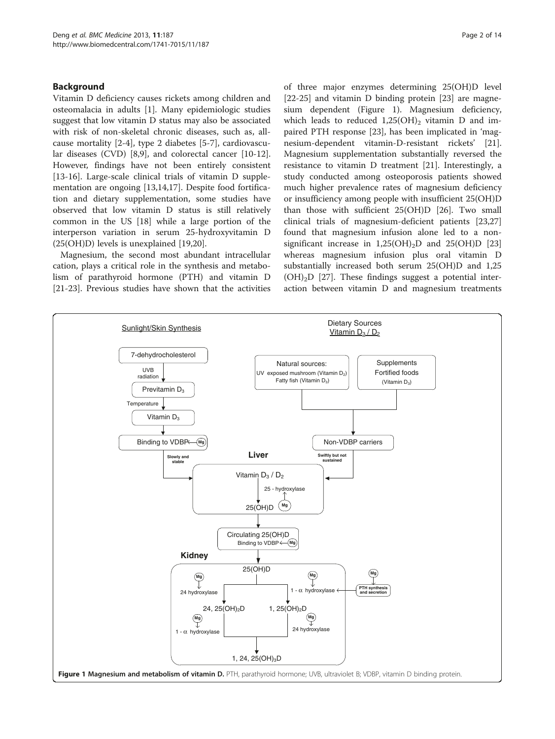## Background

Vitamin D deficiency causes rickets among children and osteomalacia in adults [1]. Many epidemiologic studies suggest that low vitamin D status may also be associated with risk of non-skeletal chronic diseases, such as, all-cause mortality [2-4], type 2 diabetes [5-7], cardiovascular diseases (CVD) [8,9], and colorectal cancer [10-12]. However, findings have not been entirely consistent [13-16]. Large-scale clinical trials of vitamin D supplementation are ongoing [13,14,17]. Despite food fortification and dietary supplementation, some studies have observed that low vitamin D status is still relatively common in the US [18] while a large portion of the interperson variation in serum 25-hydroxyvitamin D (25(OH)D) levels is unexplained [19,20].

Magnesium, the second most abundant intracellular cation, plays a critical role in the synthesis and metabolism of parathyroid hormone (PTH) and vitamin D [21-23]. Previous studies have shown that the activities of three major enzymes determining 25(OH)D level [22-25] and vitamin D binding protein [23] are magnesium dependent (Figure 1). Magnesium deficiency, which leads to reduced $1,25(OH)_2$ vitamin D and impaired PTH response [23], has been implicated in 'magnesium-dependent vitamin-D-resistant rickets' [21]. Magnesium supplementation substantially reversed the resistance to vitamin D treatment [21]. Interestingly, a study conducted among osteoporosis patients showed much higher prevalence rates of magnesium deficiency or insufficiency among people with insufficient 25(OH)D than those with sufficient 25(OH)D [26]. Two small clinical trials of magnesium-deficient patients [23,27] found that magnesium infusion alone led to a non-significant increase in $1,25(OH)_2D$ and 25(OH)D [23] whereas magnesium infusion plus oral vitamin D substantially increased both serum 25(OH)D and $1,25(OH)_2D$ [27]. These findings suggest a potential interaction between vitamin D and magnesium treatments

**Figure 1 Magnesium and metabolism of vitamin D.** PTH, parathyroid hormone; UVB, ultraviolet B; VDBP, vitamin D binding protein.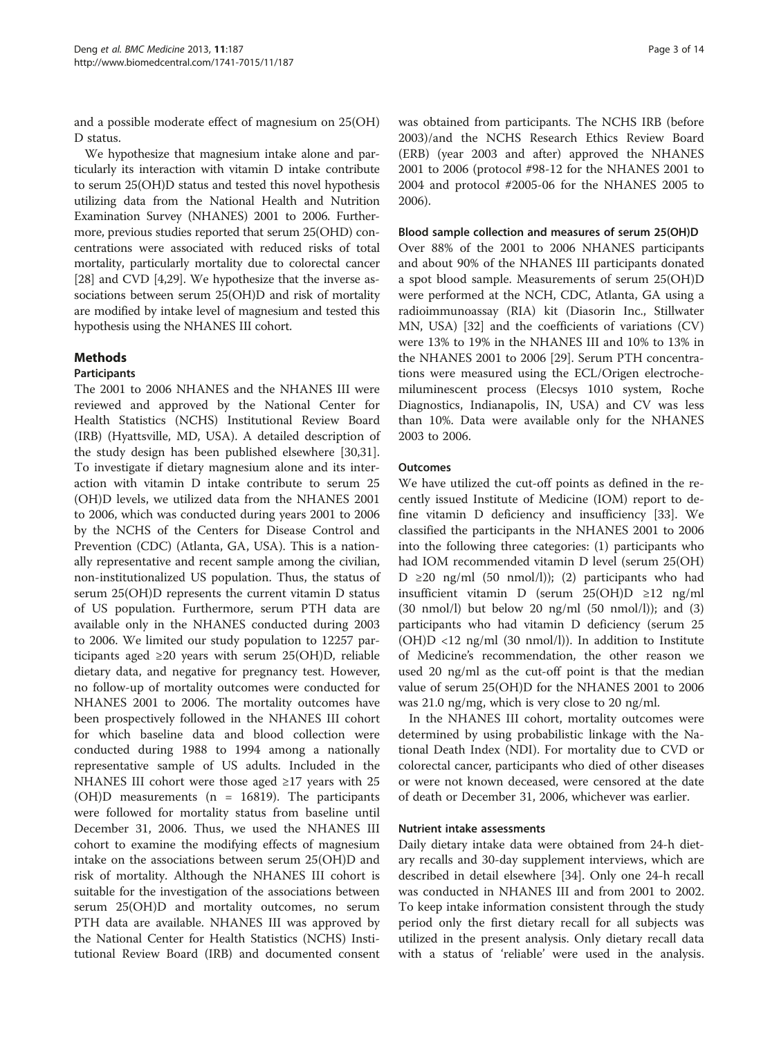and a possible moderate effect of magnesium on 25(OH) D status.

We hypothesize that magnesium intake alone and particularly its interaction with vitamin D intake contribute to serum 25(OH)D status and tested this novel hypothesis utilizing data from the National Health and Nutrition Examination Survey (NHANES) 2001 to 2006. Furthermore, previous studies reported that serum 25(OHD) concentrations were associated with reduced risks of total mortality, particularly mortality due to colorectal cancer [28] and CVD [4,29]. We hypothesize that the inverse associations between serum 25(OH)D and risk of mortality are modified by intake level of magnesium and tested this hypothesis using the NHANES III cohort.

## Methods

### Participants

The 2001 to 2006 NHANES and the NHANES III were reviewed and approved by the National Center for Health Statistics (NCHS) Institutional Review Board (IRB) (Hyattsville, MD, USA). A detailed description of the study design has been published elsewhere [30,31]. To investigate if dietary magnesium alone and its interaction with vitamin D intake contribute to serum 25 (OH)D levels, we utilized data from the NHANES 2001 to 2006, which was conducted during years 2001 to 2006 by the NCHS of the Centers for Disease Control and Prevention (CDC) (Atlanta, GA, USA). This is a nationally representative and recent sample among the civilian, non-institutionalized US population. Thus, the status of serum 25(OH)D represents the current vitamin D status of US population. Furthermore, serum PTH data are available only in the NHANES conducted during 2003 to 2006. We limited our study population to 12257 participants aged ≥20 years with serum 25(OH)D, reliable dietary data, and negative for pregnancy test. However, no follow-up of mortality outcomes were conducted for NHANES 2001 to 2006. The mortality outcomes have been prospectively followed in the NHANES III cohort for which baseline data and blood collection were conducted during 1988 to 1994 among a nationally representative sample of US adults. Included in the NHANES III cohort were those aged ≥17 years with 25 (OH)D measurements (n = 16819). The participants were followed for mortality status from baseline until December 31, 2006. Thus, we used the NHANES III cohort to examine the modifying effects of magnesium intake on the associations between serum 25(OH)D and risk of mortality. Although the NHANES III cohort is suitable for the investigation of the associations between serum 25(OH)D and mortality outcomes, no serum PTH data are available. NHANES III was approved by the National Center for Health Statistics (NCHS) Institutional Review Board (IRB) and documented consent was obtained from participants. The NCHS IRB (before 2003)/and the NCHS Research Ethics Review Board (ERB) (year 2003 and after) approved the NHANES 2001 to 2006 (protocol #98-12 for the NHANES 2001 to 2004 and protocol #2005-06 for the NHANES 2005 to 2006).

### Blood sample collection and measures of serum 25(OH)D

Over 88% of the 2001 to 2006 NHANES participants and about 90% of the NHANES III participants donated a spot blood sample. Measurements of serum 25(OH)D were performed at the NCH, CDC, Atlanta, GA using a radioimmunoassay (RIA) kit (Diasorin Inc., Stillwater MN, USA) [32] and the coefficients of variations (CV) were 13% to 19% in the NHANES III and 10% to 13% in the NHANES 2001 to 2006 [29]. Serum PTH concentrations were measured using the ECL/Origen electrochemiluminescent process (Elecsys 1010 system, Roche Diagnostics, Indianapolis, IN, USA) and CV was less than 10%. Data were available only for the NHANES 2003 to 2006.

### Outcomes

We have utilized the cut-off points as defined in the recently issued Institute of Medicine (IOM) report to define vitamin D deficiency and insufficiency [33]. We classified the participants in the NHANES 2001 to 2006 into the following three categories: (1) participants who had IOM recommended vitamin D level (serum 25(OH) D ≥20 ng/ml (50 nmol/l)); (2) participants who had insufficient vitamin D (serum 25(OH)D ≥12 ng/ml (30 nmol/l) but below 20 ng/ml (50 nmol/l)); and (3) participants who had vitamin D deficiency (serum 25 (OH)D <12 ng/ml (30 nmol/l)). In addition to Institute of Medicine's recommendation, the other reason we used 20 ng/ml as the cut-off point is that the median value of serum 25(OH)D for the NHANES 2001 to 2006 was 21.0 ng/mg, which is very close to 20 ng/ml.

In the NHANES III cohort, mortality outcomes were determined by using probabilistic linkage with the National Death Index (NDI). For mortality due to CVD or colorectal cancer, participants who died of other diseases or were not known deceased, were censored at the date of death or December 31, 2006, whichever was earlier.

### Nutrient intake assessments

Daily dietary intake data were obtained from 24-h dietary recalls and 30-day supplement interviews, which are described in detail elsewhere [34]. Only one 24-h recall was conducted in NHANES III and from 2001 to 2002. To keep intake information consistent through the study period only the first dietary recall for all subjects was utilized in the present analysis. Only dietary recall data with a status of 'reliable' were used in the analysis.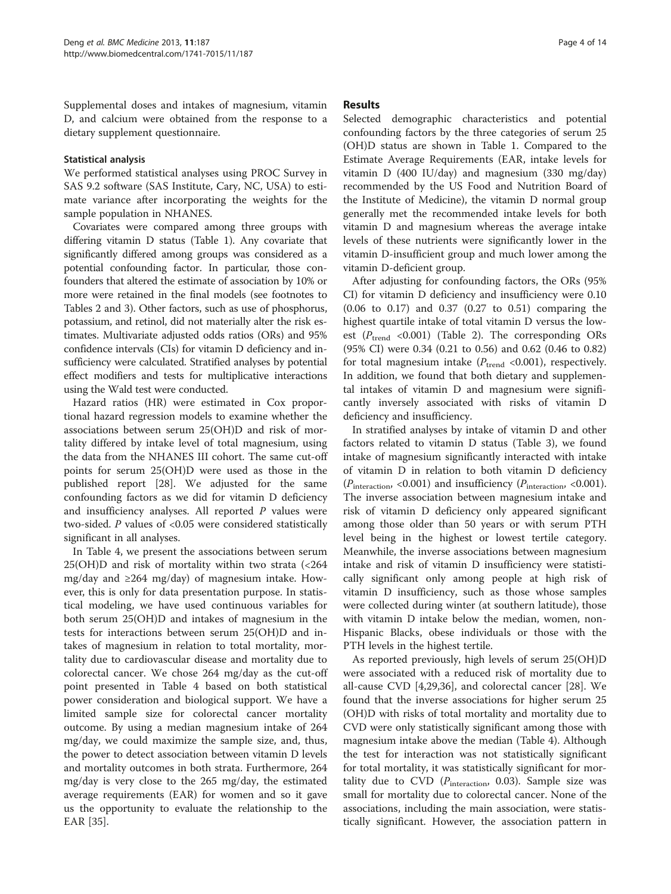Supplemental doses and intakes of magnesium, vitamin D, and calcium were obtained from the response to a dietary supplement questionnaire.

### Statistical analysis

We performed statistical analyses using PROC Survey in SAS 9.2 software (SAS Institute, Cary, NC, USA) to estimate variance after incorporating the weights for the sample population in NHANES.

Covariates were compared among three groups with differing vitamin D status (Table 1). Any covariate that significantly differed among groups was considered as a potential confounding factor. In particular, those confounders that altered the estimate of association by 10% or more were retained in the final models (see footnotes to Tables 2 and 3). Other factors, such as use of phosphorus, potassium, and retinol, did not materially alter the risk estimates. Multivariate adjusted odds ratios (ORs) and 95% confidence intervals (CIs) for vitamin D deficiency and insufficiency were calculated. Stratified analyses by potential effect modifiers and tests for multiplicative interactions using the Wald test were conducted.

Hazard ratios (HR) were estimated in Cox proportional hazard regression models to examine whether the associations between serum 25(OH)D and risk of mortality differed by intake level of total magnesium, using the data from the NHANES III cohort. The same cut-off points for serum 25(OH)D were used as those in the published report [28]. We adjusted for the same confounding factors as we did for vitamin D deficiency and insufficiency analyses. All reported *P* values were two-sided. *P* values of <0.05 were considered statistically significant in all analyses.

In Table 4, we present the associations between serum 25(OH)D and risk of mortality within two strata (<264 mg/day and ≥264 mg/day) of magnesium intake. However, this is only for data presentation purpose. In statistical modeling, we have used continuous variables for both serum 25(OH)D and intakes of magnesium in the tests for interactions between serum 25(OH)D and intakes of magnesium in relation to total mortality, mortality due to cardiovascular disease and mortality due to colorectal cancer. We chose 264 mg/day as the cut-off point presented in Table 4 based on both statistical power consideration and biological support. We have a limited sample size for colorectal cancer mortality outcome. By using a median magnesium intake of 264 mg/day, we could maximize the sample size, and, thus, the power to detect association between vitamin D levels and mortality outcomes in both strata. Furthermore, 264 mg/day is very close to the 265 mg/day, the estimated average requirements (EAR) for women and so it gave us the opportunity to evaluate the relationship to the EAR [35].

## Results

Selected demographic characteristics and potential confounding factors by the three categories of serum 25(OH)D status are shown in Table 1. Compared to the Estimate Average Requirements (EAR, intake levels for vitamin D (400 IU/day) and magnesium (330 mg/day) recommended by the US Food and Nutrition Board of the Institute of Medicine), the vitamin D normal group generally met the recommended intake levels for both vitamin D and magnesium whereas the average intake levels of these nutrients were significantly lower in the vitamin D-insufficient group and much lower among the vitamin D-deficient group.

After adjusting for confounding factors, the ORs (95% CI) for vitamin D deficiency and insufficiency were 0.10 (0.06 to 0.17) and 0.37 (0.27 to 0.51) comparing the highest quartile intake of total vitamin D versus the lowest ($P_{\text{trend}}$ <0.001) (Table 2). The corresponding ORs (95% CI) were 0.34 (0.21 to 0.56) and 0.62 (0.46 to 0.82) for total magnesium intake ($P_{\text{trend}}$ <0.001), respectively. In addition, we found that both dietary and supplemental intakes of vitamin D and magnesium were significantly inversely associated with risks of vitamin D deficiency and insufficiency.

In stratified analyses by intake of vitamin D and other factors related to vitamin D status (Table 3), we found intake of magnesium significantly interacted with intake of vitamin D in relation to both vitamin D deficiency ($P_{\text{interaction}}$, <0.001) and insufficiency ($P_{\text{interaction}}$, <0.001). The inverse association between magnesium intake and risk of vitamin D deficiency only appeared significant among those older than 50 years or with serum PTH level being in the highest or lowest tertile category. Meanwhile, the inverse associations between magnesium intake and risk of vitamin D insufficiency were statistically significant only among people at high risk of vitamin D insufficiency, such as those whose samples were collected during winter (at southern latitude), those with vitamin D intake below the median, women, non-Hispanic Blacks, obese individuals or those with the PTH levels in the highest tertile.

As reported previously, high levels of serum 25(OH)D were associated with a reduced risk of mortality due to all-cause CVD [4,29,36], and colorectal cancer [28]. We found that the inverse associations for higher serum 25(OH)D with risks of total mortality and mortality due to CVD were only statistically significant among those with magnesium intake above the median (Table 4). Although the test for interaction was not statistically significant for total mortality, it was statistically significant for mortality due to CVD ($P_{\text{interaction}}$, 0.03). Sample size was small for mortality due to colorectal cancer. None of the associations, including the main association, were statistically significant. However, the association pattern in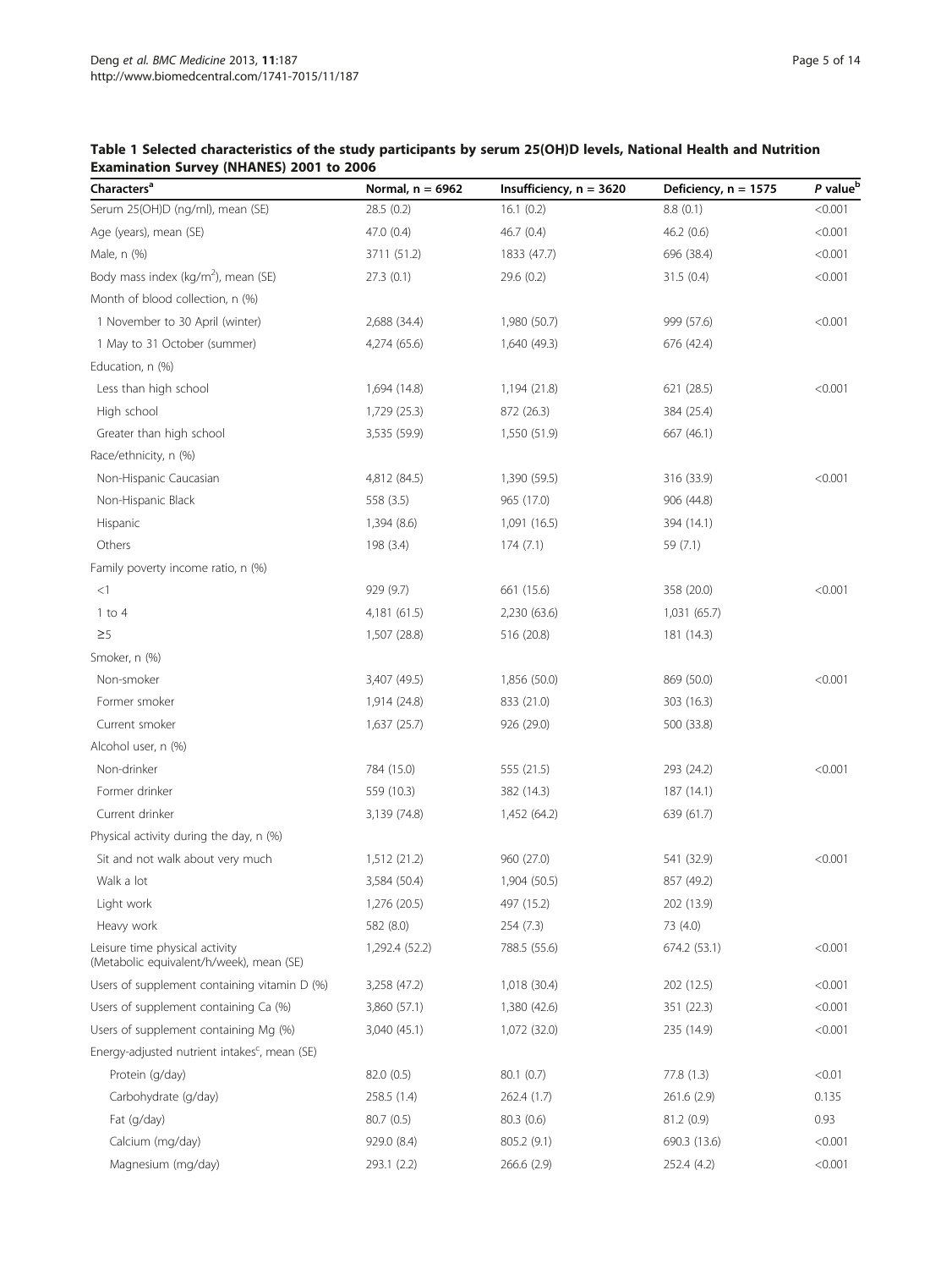**Table 1 Selected characteristics of the study participants by serum 25(OH)D levels, National Health and Nutrition Examination Survey (NHANES) 2001 to 2006**

| Characters[a] | Normal, n = 6962 | Insufficiency, n = 3620 | Deficiency, n = 1575 | *P* value[b] |
|---|---|---|---|---|
| Serum 25(OH)D (ng/ml), mean (SE) | 28.5 (0.2) | 16.1 (0.2) | 8.8 (0.1) | <0.001 |
| Age (years), mean (SE) | 47.0 (0.4) | 46.7 (0.4) | 46.2 (0.6) | <0.001 |
| Male, n (%) | 3711 (51.2) | 1833 (47.7) | 696 (38.4) | <0.001 |
| Body mass index (kg/m$^2$), mean (SE) | 27.3 (0.1) | 29.6 (0.2) | 31.5 (0.4) | <0.001 |
| Month of blood collection, n (%) | | | | |
| 1 November to 30 April (winter) | 2,688 (34.4) | 1,980 (50.7) | 999 (57.6) | <0.001 |
| 1 May to 31 October (summer) | 4,274 (65.6) | 1,640 (49.3) | 676 (42.4) | |
| Education, n (%) | | | | |
| Less than high school | 1,694 (14.8) | 1,194 (21.8) | 621 (28.5) | <0.001 |
| High school | 1,729 (25.3) | 872 (26.3) | 384 (25.4) | |
| Greater than high school | 3,535 (59.9) | 1,550 (51.9) | 667 (46.1) | |
| Race/ethnicity, n (%) | | | | |
| Non-Hispanic Caucasian | 4,812 (84.5) | 1,390 (59.5) | 316 (33.9) | <0.001 |
| Non-Hispanic Black | 558 (3.5) | 965 (17.0) | 906 (44.8) | |
| Hispanic | 1,394 (8.6) | 1,091 (16.5) | 394 (14.1) | |
| Others | 198 (3.4) | 174 (7.1) | 59 (7.1) | |
| Family poverty income ratio, n (%) | | | | |
| <1 | 929 (9.7) | 661 (15.6) | 358 (20.0) | <0.001 |
| 1 to 4 | 4,181 (61.5) | 2,230 (63.6) | 1,031 (65.7) | |
| ≥5 | 1,507 (28.8) | 516 (20.8) | 181 (14.3) | |
| Smoker, n (%) | | | | |
| Non-smoker | 3,407 (49.5) | 1,856 (50.0) | 869 (50.0) | <0.001 |
| Former smoker | 1,914 (24.8) | 833 (21.0) | 303 (16.3) | |
| Current smoker | 1,637 (25.7) | 926 (29.0) | 500 (33.8) | |
| Alcohol user, n (%) | | | | |
| Non-drinker | 784 (15.0) | 555 (21.5) | 293 (24.2) | <0.001 |
| Former drinker | 559 (10.3) | 382 (14.3) | 187 (14.1) | |
| Current drinker | 3,139 (74.8) | 1,452 (64.2) | 639 (61.7) | |
| Physical activity during the day, n (%) | | | | |
| Sit and not walk about very much | 1,512 (21.2) | 960 (27.0) | 541 (32.9) | <0.001 |
| Walk a lot | 3,584 (50.4) | 1,904 (50.5) | 857 (49.2) | |
| Light work | 1,276 (20.5) | 497 (15.2) | 202 (13.9) | |
| Heavy work | 582 (8.0) | 254 (7.3) | 73 (4.0) | |
| Leisure time physical activity (Metabolic equivalent/h/week), mean (SE) | 1,292.4 (52.2) | 788.5 (55.6) | 674.2 (53.1) | <0.001 |
| Users of supplement containing vitamin D (%) | 3,258 (47.2) | 1,018 (30.4) | 202 (12.5) | <0.001 |
| Users of supplement containing Ca (%) | 3,860 (57.1) | 1,380 (42.6) | 351 (22.3) | <0.001 |
| Users of supplement containing Mg (%) | 3,040 (45.1) | 1,072 (32.0) | 235 (14.9) | <0.001 |
| Energy-adjusted nutrient intakes[c], mean (SE) | | | | |
| Protein (g/day) | 82.0 (0.5) | 80.1 (0.7) | 77.8 (1.3) | <0.01 |
| Carbohydrate (g/day) | 258.5 (1.4) | 262.4 (1.7) | 261.6 (2.9) | 0.135 |
| Fat (g/day) | 80.7 (0.5) | 80.3 (0.6) | 81.2 (0.9) | 0.93 |
| Calcium (mg/day) | 929.0 (8.4) | 805.2 (9.1) | 690.3 (13.6) | <0.001 |
| Magnesium (mg/day) | 293.1 (2.2) | 266.6 (2.9) | 252.4 (4.2) | <0.001 |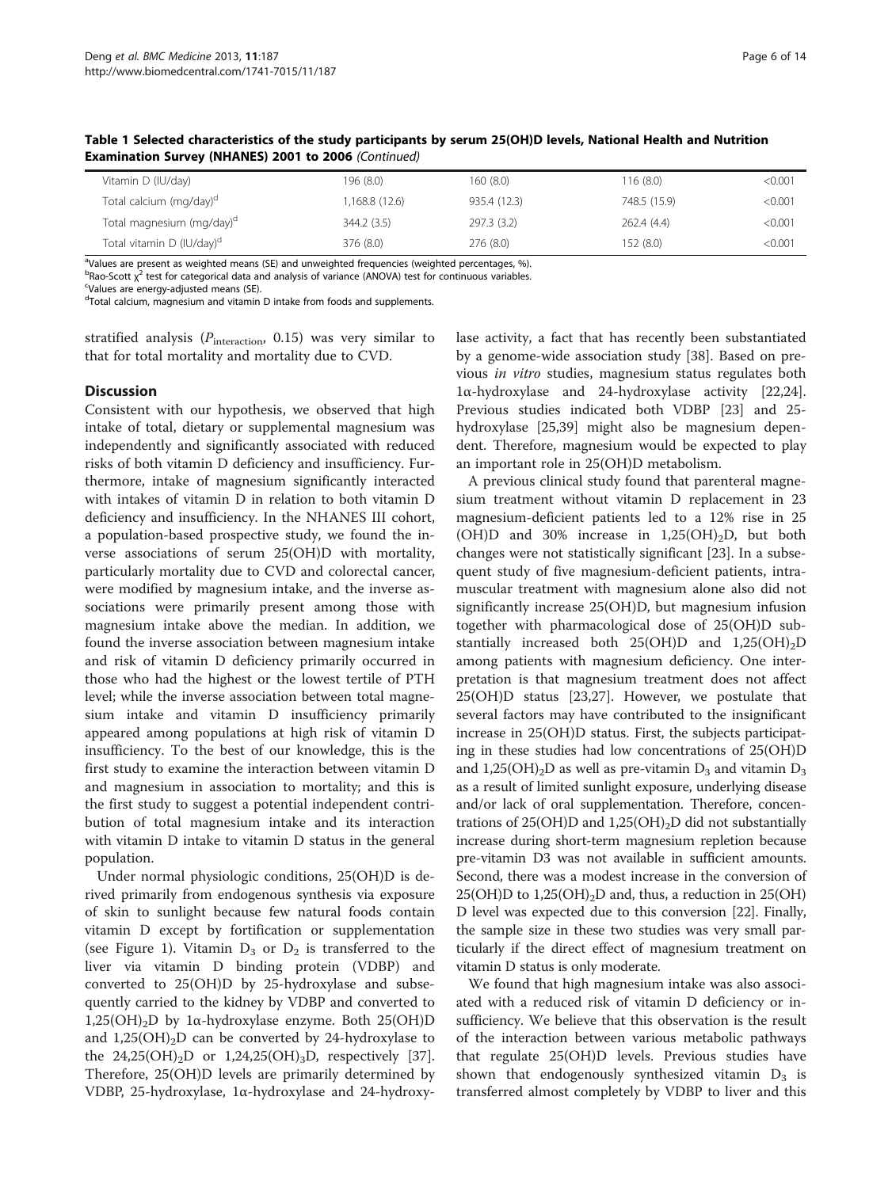**Table 1 Selected characteristics of the study participants by serum 25(OH)D levels, National Health and Nutrition Examination Survey (NHANES) 2001 to 2006** *(Continued)*

| | | | | |
|---|---|---|---|---|
| Vitamin D (IU/day) | 196 (8.0) | 160 (8.0) | 116 (8.0) | <0.001 |
| Total calcium (mg/day)[d] | 1,168.8 (12.6) | 935.4 (12.3) | 748.5 (15.9) | <0.001 |
| Total magnesium (mg/day)[d] | 344.2 (3.5) | 297.3 (3.2) | 262.4 (4.4) | <0.001 |
| Total vitamin D (IU/day)[d] | 376 (8.0) | 276 (8.0) | 152 (8.0) | <0.001 |

[a]Values are present as weighted means (SE) and unweighted frequencies (weighted percentages, %).
[b]Rao-Scott $\chi^2$ test for categorical data and analysis of variance (ANOVA) test for continuous variables.
[c]Values are energy-adjusted means (SE).
[d]Total calcium, magnesium and vitamin D intake from foods and supplements.

stratified analysis ($P_{\text{interaction}}$, 0.15) was very similar to that for total mortality and mortality due to CVD.

## Discussion

Consistent with our hypothesis, we observed that high intake of total, dietary or supplemental magnesium was independently and significantly associated with reduced risks of both vitamin D deficiency and insufficiency. Furthermore, intake of magnesium significantly interacted with intakes of vitamin D in relation to both vitamin D deficiency and insufficiency. In the NHANES III cohort, a population-based prospective study, we found the inverse associations of serum 25(OH)D with mortality, particularly mortality due to CVD and colorectal cancer, were modified by magnesium intake, and the inverse associations were primarily present among those with magnesium intake above the median. In addition, we found the inverse association between magnesium intake and risk of vitamin D deficiency primarily occurred in those who had the highest or the lowest tertile of PTH level; while the inverse association between total magnesium intake and vitamin D insufficiency primarily appeared among populations at high risk of vitamin D insufficiency. To the best of our knowledge, this is the first study to examine the interaction between vitamin D and magnesium in association to mortality; and this is the first study to suggest a potential independent contribution of total magnesium intake and its interaction with vitamin D intake to vitamin D status in the general population.

Under normal physiologic conditions, 25(OH)D is derived primarily from endogenous synthesis via exposure of skin to sunlight because few natural foods contain vitamin D except by fortification or supplementation (see Figure 1). Vitamin $D_3$ or $D_2$ is transferred to the liver via vitamin D binding protein (VDBP) and converted to 25(OH)D by 25-hydroxylase and subsequently carried to the kidney by VDBP and converted to $1{,}25(OH)_2D$ by 1α-hydroxylase enzyme. Both 25(OH)D and $1{,}25(OH)_2D$ can be converted by 24-hydroxylase to the $24{,}25(OH)_2D$ or $1{,}24{,}25(OH)_3D$, respectively [37]. Therefore, 25(OH)D levels are primarily determined by VDBP, 25-hydroxylase, 1α-hydroxylase and 24-hydroxylase activity, a fact that has recently been substantiated by a genome-wide association study [38]. Based on previous *in vitro* studies, magnesium status regulates both 1α-hydroxylase and 24-hydroxylase activity [22,24]. Previous studies indicated both VDBP [23] and 25-hydroxylase [25,39] might also be magnesium dependent. Therefore, magnesium would be expected to play an important role in 25(OH)D metabolism.

A previous clinical study found that parenteral magnesium treatment without vitamin D replacement in 23 magnesium-deficient patients led to a 12% rise in 25 (OH)D and 30% increase in $1{,}25(OH)_2D$, but both changes were not statistically significant [23]. In a subsequent study of five magnesium-deficient patients, intramuscular treatment with magnesium alone also did not significantly increase 25(OH)D, but magnesium infusion together with pharmacological dose of 25(OH)D substantially increased both 25(OH)D and $1{,}25(OH)_2D$ among patients with magnesium deficiency. One interpretation is that magnesium treatment does not affect 25(OH)D status [23,27]. However, we postulate that several factors may have contributed to the insignificant increase in 25(OH)D status. First, the subjects participating in these studies had low concentrations of 25(OH)D and $1{,}25(OH)_2D$ as well as pre-vitamin $D_3$ and vitamin $D_3$ as a result of limited sunlight exposure, underlying disease and/or lack of oral supplementation. Therefore, concentrations of 25(OH)D and $1{,}25(OH)_2D$ did not substantially increase during short-term magnesium repletion because pre-vitamin D3 was not available in sufficient amounts. Second, there was a modest increase in the conversion of 25(OH)D to $1{,}25(OH)_2D$ and, thus, a reduction in 25(OH) D level was expected due to this conversion [22]. Finally, the sample size in these two studies was very small particularly if the direct effect of magnesium treatment on vitamin D status is only moderate.

We found that high magnesium intake was also associated with a reduced risk of vitamin D deficiency or insufficiency. We believe that this observation is the result of the interaction between various metabolic pathways that regulate 25(OH)D levels. Previous studies have shown that endogenously synthesized vitamin $D_3$ is transferred almost completely by VDBP to liver and this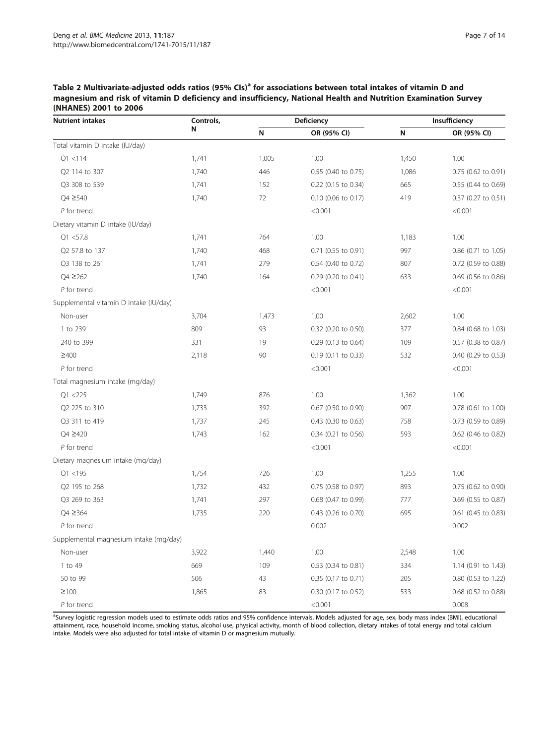**Table 2 Multivariate-adjusted odds ratios (95% CIs)[a] for associations between total intakes of vitamin D and magnesium and risk of vitamin D deficiency and insufficiency, National Health and Nutrition Examination Survey (NHANES) 2001 to 2006**

| Nutrient intakes | Controls, N | Deficiency | | Insufficiency | |
|---|---|---|---|---|---|
| | | N | OR (95% CI) | N | OR (95% CI) |
| Total vitamin D intake (IU/day) | | | | | |
| Q1 <114 | 1,741 | 1,005 | 1.00 | 1,450 | 1.00 |
| Q2 114 to 307 | 1,740 | 446 | 0.55 (0.40 to 0.75) | 1,086 | 0.75 (0.62 to 0.91) |
| Q3 308 to 539 | 1,741 | 152 | 0.22 (0.15 to 0.34) | 665 | 0.55 (0.44 to 0.69) |
| Q4 ≥540 | 1,740 | 72 | 0.10 (0.06 to 0.17) | 419 | 0.37 (0.27 to 0.51) |
| *P* for trend | | | <0.001 | | <0.001 |
| Dietary vitamin D intake (IU/day) | | | | | |
| Q1 <57.8 | 1,741 | 764 | 1.00 | 1,183 | 1.00 |
| Q2 57.8 to 137 | 1,740 | 468 | 0.71 (0.55 to 0.91) | 997 | 0.86 (0.71 to 1.05) |
| Q3 138 to 261 | 1,741 | 279 | 0.54 (0.40 to 0.72) | 807 | 0.72 (0.59 to 0.88) |
| Q4 ≥262 | 1,740 | 164 | 0.29 (0.20 to 0.41) | 633 | 0.69 (0.56 to 0.86) |
| *P* for trend | | | <0.001 | | <0.001 |
| Supplemental vitamin D intake (IU/day) | | | | | |
| Non-user | 3,704 | 1,473 | 1.00 | 2,602 | 1.00 |
| 1 to 239 | 809 | 93 | 0.32 (0.20 to 0.50) | 377 | 0.84 (0.68 to 1.03) |
| 240 to 399 | 331 | 19 | 0.29 (0.13 to 0.64) | 109 | 0.57 (0.38 to 0.87) |
| ≥400 | 2,118 | 90 | 0.19 (0.11 to 0.33) | 532 | 0.40 (0.29 to 0.53) |
| *P* for trend | | | <0.001 | | <0.001 |
| Total magnesium intake (mg/day) | | | | | |
| Q1 <225 | 1,749 | 876 | 1.00 | 1,362 | 1.00 |
| Q2 225 to 310 | 1,733 | 392 | 0.67 (0.50 to 0.90) | 907 | 0.78 (0.61 to 1.00) |
| Q3 311 to 419 | 1,737 | 245 | 0.43 (0.30 to 0.63) | 758 | 0.73 (0.59 to 0.89) |
| Q4 ≥420 | 1,743 | 162 | 0.34 (0.21 to 0.56) | 593 | 0.62 (0.46 to 0.82) |
| *P* for trend | | | <0.001 | | <0.001 |
| Dietary magnesium intake (mg/day) | | | | | |
| Q1 <195 | 1,754 | 726 | 1.00 | 1,255 | 1.00 |
| Q2 195 to 268 | 1,732 | 432 | 0.75 (0.58 to 0.97) | 893 | 0.75 (0.62 to 0.90) |
| Q3 269 to 363 | 1,741 | 297 | 0.68 (0.47 to 0.99) | 777 | 0.69 (0.55 to 0.87) |
| Q4 ≥364 | 1,735 | 220 | 0.43 (0.26 to 0.70) | 695 | 0.61 (0.45 to 0.83) |
| *P* for trend | | | 0.002 | | 0.002 |
| Supplemental magnesium intake (mg/day) | | | | | |
| Non-user | 3,922 | 1,440 | 1.00 | 2,548 | 1.00 |
| 1 to 49 | 669 | 109 | 0.53 (0.34 to 0.81) | 334 | 1.14 (0.91 to 1.43) |
| 50 to 99 | 506 | 43 | 0.35 (0.17 to 0.71) | 205 | 0.80 (0.53 to 1.22) |
| ≥100 | 1,865 | 83 | 0.30 (0.17 to 0.52) | 533 | 0.68 (0.52 to 0.88) |
| *P* for trend | | | <0.001 | | 0.008 |

[a]Survey logistic regression models used to estimate odds ratios and 95% confidence intervals. Models adjusted for age, sex, body mass index (BMI), educational attainment, race, household income, smoking status, alcohol use, physical activity, month of blood collection, dietary intakes of total energy and total calcium intake. Models were also adjusted for total intake of vitamin D or magnesium mutually.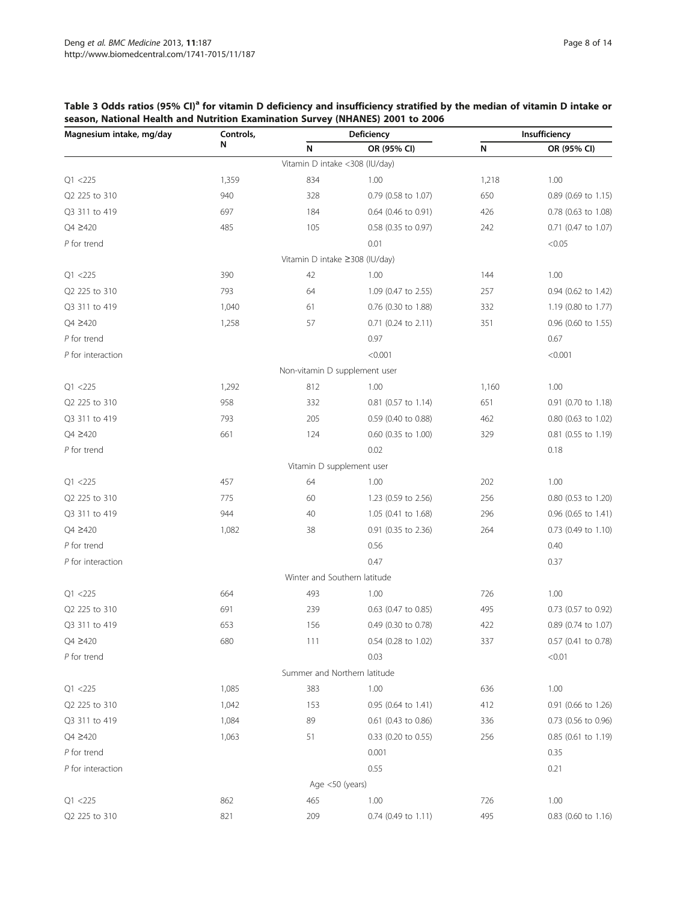**Table 3 Odds ratios (95% CI)[a] for vitamin D deficiency and insufficiency stratified by the median of vitamin D intake or season, National Health and Nutrition Examination Survey (NHANES) 2001 to 2006**

| Magnesium intake, mg/day | Controls, N | Deficiency | | Insufficiency | |
|---|---|---|---|---|---|
| | | N | OR (95% CI) | N | OR (95% CI) |
| **Vitamin D intake <308 (IU/day)** | | | | | |
| Q1 <225 | 1,359 | 834 | 1.00 | 1,218 | 1.00 |
| Q2 225 to 310 | 940 | 328 | 0.79 (0.58 to 1.07) | 650 | 0.89 (0.69 to 1.15) |
| Q3 311 to 419 | 697 | 184 | 0.64 (0.46 to 0.91) | 426 | 0.78 (0.63 to 1.08) |
| Q4 ≥420 | 485 | 105 | 0.58 (0.35 to 0.97) | 242 | 0.71 (0.47 to 1.07) |
| *P* for trend | | | 0.01 | | <0.05 |
| **Vitamin D intake ≥308 (IU/day)** | | | | | |
| Q1 <225 | 390 | 42 | 1.00 | 144 | 1.00 |
| Q2 225 to 310 | 793 | 64 | 1.09 (0.47 to 2.55) | 257 | 0.94 (0.62 to 1.42) |
| Q3 311 to 419 | 1,040 | 61 | 0.76 (0.30 to 1.88) | 332 | 1.19 (0.80 to 1.77) |
| Q4 ≥420 | 1,258 | 57 | 0.71 (0.24 to 2.11) | 351 | 0.96 (0.60 to 1.55) |
| *P* for trend | | | 0.97 | | 0.67 |
| *P* for interaction | | | <0.001 | | <0.001 |
| **Non-vitamin D supplement user** | | | | | |
| Q1 <225 | 1,292 | 812 | 1.00 | 1,160 | 1.00 |
| Q2 225 to 310 | 958 | 332 | 0.81 (0.57 to 1.14) | 651 | 0.91 (0.70 to 1.18) |
| Q3 311 to 419 | 793 | 205 | 0.59 (0.40 to 0.88) | 462 | 0.80 (0.63 to 1.02) |
| Q4 ≥420 | 661 | 124 | 0.60 (0.35 to 1.00) | 329 | 0.81 (0.55 to 1.19) |
| *P* for trend | | | 0.02 | | 0.18 |
| **Vitamin D supplement user** | | | | | |
| Q1 <225 | 457 | 64 | 1.00 | 202 | 1.00 |
| Q2 225 to 310 | 775 | 60 | 1.23 (0.59 to 2.56) | 256 | 0.80 (0.53 to 1.20) |
| Q3 311 to 419 | 944 | 40 | 1.05 (0.41 to 1.68) | 296 | 0.96 (0.65 to 1.41) |
| Q4 ≥420 | 1,082 | 38 | 0.91 (0.35 to 2.36) | 264 | 0.73 (0.49 to 1.10) |
| *P* for trend | | | 0.56 | | 0.40 |
| *P* for interaction | | | 0.47 | | 0.37 |
| **Winter and Southern latitude** | | | | | |
| Q1 <225 | 664 | 493 | 1.00 | 726 | 1.00 |
| Q2 225 to 310 | 691 | 239 | 0.63 (0.47 to 0.85) | 495 | 0.73 (0.57 to 0.92) |
| Q3 311 to 419 | 653 | 156 | 0.49 (0.30 to 0.78) | 422 | 0.89 (0.74 to 1.07) |
| Q4 ≥420 | 680 | 111 | 0.54 (0.28 to 1.02) | 337 | 0.57 (0.41 to 0.78) |
| *P* for trend | | | 0.03 | | <0.01 |
| **Summer and Northern latitude** | | | | | |
| Q1 <225 | 1,085 | 383 | 1.00 | 636 | 1.00 |
| Q2 225 to 310 | 1,042 | 153 | 0.95 (0.64 to 1.41) | 412 | 0.91 (0.66 to 1.26) |
| Q3 311 to 419 | 1,084 | 89 | 0.61 (0.43 to 0.86) | 336 | 0.73 (0.56 to 0.96) |
| Q4 ≥420 | 1,063 | 51 | 0.33 (0.20 to 0.55) | 256 | 0.85 (0.61 to 1.19) |
| *P* for trend | | | 0.001 | | 0.35 |
| *P* for interaction | | | 0.55 | | 0.21 |
| **Age <50 (years)** | | | | | |
| Q1 <225 | 862 | 465 | 1.00 | 726 | 1.00 |
| Q2 225 to 310 | 821 | 209 | 0.74 (0.49 to 1.11) | 495 | 0.83 (0.60 to 1.16) |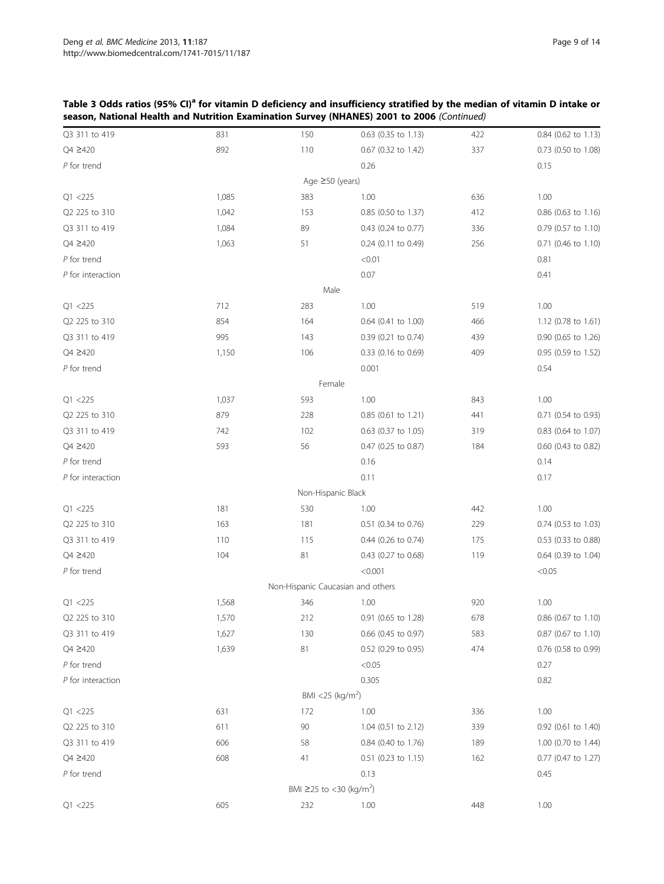**Table 3 Odds ratios (95% CI)[a] for vitamin D deficiency and insufficiency stratified by the median of vitamin D intake or season, National Health and Nutrition Examination Survey (NHANES) 2001 to 2006** *(Continued)*

| | | | | | |
|---|---|---|---|---|---|
| Q3 311 to 419 | 831 | 150 | 0.63 (0.35 to 1.13) | 422 | 0.84 (0.62 to 1.13) |
| Q4 ≥420 | 892 | 110 | 0.67 (0.32 to 1.42) | 337 | 0.73 (0.50 to 1.08) |
| *P* for trend | | | 0.26 | | 0.15 |
| | | Age ≥50 (years) | | | |
| Q1 <225 | 1,085 | 383 | 1.00 | 636 | 1.00 |
| Q2 225 to 310 | 1,042 | 153 | 0.85 (0.50 to 1.37) | 412 | 0.86 (0.63 to 1.16) |
| Q3 311 to 419 | 1,084 | 89 | 0.43 (0.24 to 0.77) | 336 | 0.79 (0.57 to 1.10) |
| Q4 ≥420 | 1,063 | 51 | 0.24 (0.11 to 0.49) | 256 | 0.71 (0.46 to 1.10) |
| *P* for trend | | | <0.01 | | 0.81 |
| *P* for interaction | | | 0.07 | | 0.41 |
| | | Male | | | |
| Q1 <225 | 712 | 283 | 1.00 | 519 | 1.00 |
| Q2 225 to 310 | 854 | 164 | 0.64 (0.41 to 1.00) | 466 | 1.12 (0.78 to 1.61) |
| Q3 311 to 419 | 995 | 143 | 0.39 (0.21 to 0.74) | 439 | 0.90 (0.65 to 1.26) |
| Q4 ≥420 | 1,150 | 106 | 0.33 (0.16 to 0.69) | 409 | 0.95 (0.59 to 1.52) |
| *P* for trend | | | 0.001 | | 0.54 |
| | | Female | | | |
| Q1 <225 | 1,037 | 593 | 1.00 | 843 | 1.00 |
| Q2 225 to 310 | 879 | 228 | 0.85 (0.61 to 1.21) | 441 | 0.71 (0.54 to 0.93) |
| Q3 311 to 419 | 742 | 102 | 0.63 (0.37 to 1.05) | 319 | 0.83 (0.64 to 1.07) |
| Q4 ≥420 | 593 | 56 | 0.47 (0.25 to 0.87) | 184 | 0.60 (0.43 to 0.82) |
| *P* for trend | | | 0.16 | | 0.14 |
| *P* for interaction | | | 0.11 | | 0.17 |
| | | Non-Hispanic Black | | | |
| Q1 <225 | 181 | 530 | 1.00 | 442 | 1.00 |
| Q2 225 to 310 | 163 | 181 | 0.51 (0.34 to 0.76) | 229 | 0.74 (0.53 to 1.03) |
| Q3 311 to 419 | 110 | 115 | 0.44 (0.26 to 0.74) | 175 | 0.53 (0.33 to 0.88) |
| Q4 ≥420 | 104 | 81 | 0.43 (0.27 to 0.68) | 119 | 0.64 (0.39 to 1.04) |
| *P* for trend | | | <0.001 | | <0.05 |
| | | Non-Hispanic Caucasian and others | | | |
| Q1 <225 | 1,568 | 346 | 1.00 | 920 | 1.00 |
| Q2 225 to 310 | 1,570 | 212 | 0.91 (0.65 to 1.28) | 678 | 0.86 (0.67 to 1.10) |
| Q3 311 to 419 | 1,627 | 130 | 0.66 (0.45 to 0.97) | 583 | 0.87 (0.67 to 1.10) |
| Q4 ≥420 | 1,639 | 81 | 0.52 (0.29 to 0.95) | 474 | 0.76 (0.58 to 0.99) |
| *P* for trend | | | <0.05 | | 0.27 |
| *P* for interaction | | | 0.305 | | 0.82 |
| | | BMI <25 (kg/m$^2$) | | | |
| Q1 <225 | 631 | 172 | 1.00 | 336 | 1.00 |
| Q2 225 to 310 | 611 | 90 | 1.04 (0.51 to 2.12) | 339 | 0.92 (0.61 to 1.40) |
| Q3 311 to 419 | 606 | 58 | 0.84 (0.40 to 1.76) | 189 | 1.00 (0.70 to 1.44) |
| Q4 ≥420 | 608 | 41 | 0.51 (0.23 to 1.15) | 162 | 0.77 (0.47 to 1.27) |
| *P* for trend | | | 0.13 | | 0.45 |
| | | BMI ≥25 to <30 (kg/m$^2$) | | | |
| Q1 <225 | 605 | 232 | 1.00 | 448 | 1.00 |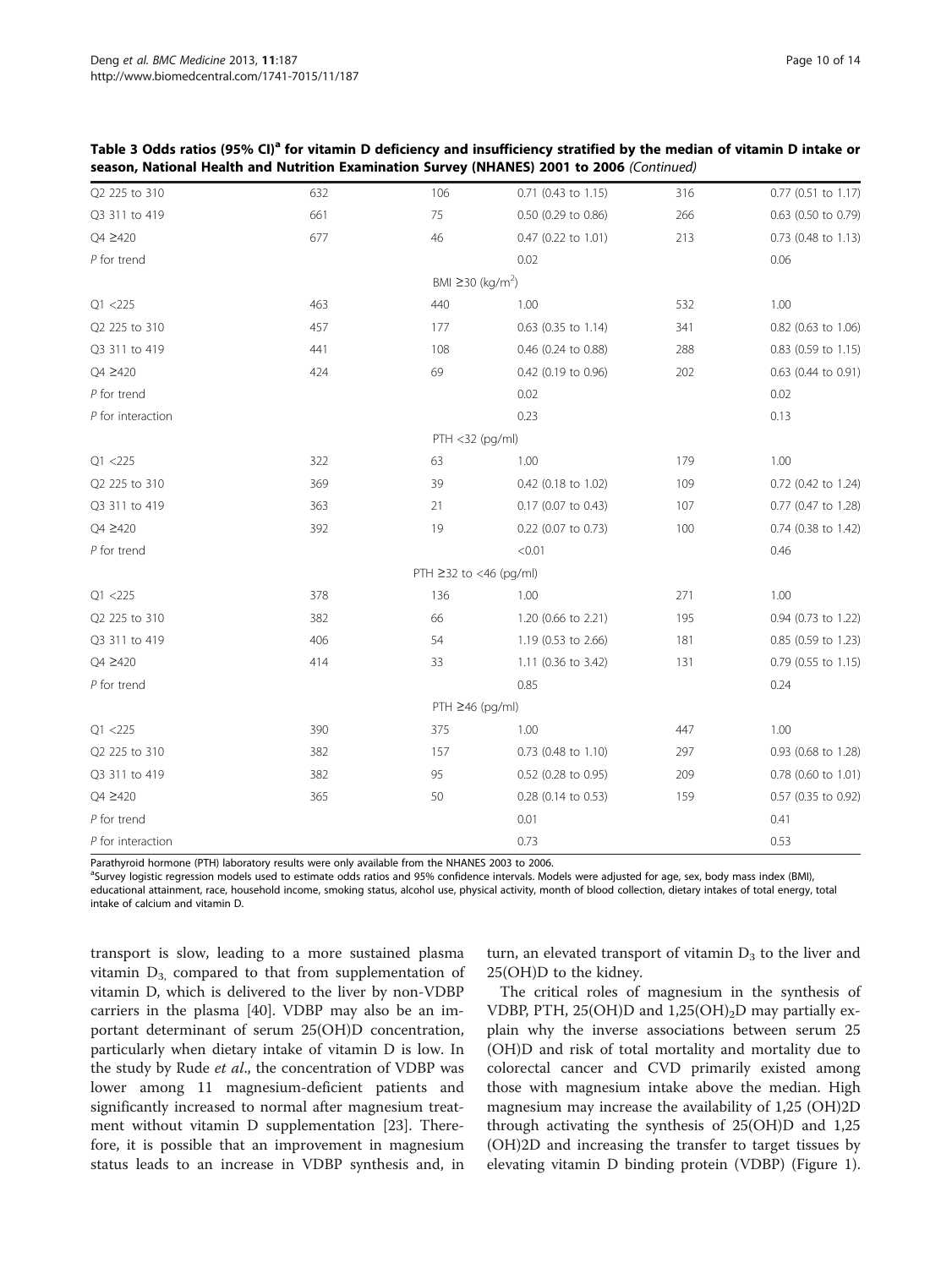**Table 3 Odds ratios (95% CI)[a] for vitamin D deficiency and insufficiency stratified by the median of vitamin D intake or season, National Health and Nutrition Examination Survey (NHANES) 2001 to 2006** *(Continued)*

| | | | | | |
|---|---|---|---|---|---|
| Q2 225 to 310 | 632 | 106 | 0.71 (0.43 to 1.15) | 316 | 0.77 (0.51 to 1.17) |
| Q3 311 to 419 | 661 | 75 | 0.50 (0.29 to 0.86) | 266 | 0.63 (0.50 to 0.79) |
| Q4 ≥420 | 677 | 46 | 0.47 (0.22 to 1.01) | 213 | 0.73 (0.48 to 1.13) |
| *P* for trend | | | 0.02 | | 0.06 |
| | | BMI ≥30 (kg/m$^2$) | | | |
| Q1 <225 | 463 | 440 | 1.00 | 532 | 1.00 |
| Q2 225 to 310 | 457 | 177 | 0.63 (0.35 to 1.14) | 341 | 0.82 (0.63 to 1.06) |
| Q3 311 to 419 | 441 | 108 | 0.46 (0.24 to 0.88) | 288 | 0.83 (0.59 to 1.15) |
| Q4 ≥420 | 424 | 69 | 0.42 (0.19 to 0.96) | 202 | 0.63 (0.44 to 0.91) |
| *P* for trend | | | 0.02 | | 0.02 |
| *P* for interaction | | | 0.23 | | 0.13 |
| | | PTH <32 (pg/ml) | | | |
| Q1 <225 | 322 | 63 | 1.00 | 179 | 1.00 |
| Q2 225 to 310 | 369 | 39 | 0.42 (0.18 to 1.02) | 109 | 0.72 (0.42 to 1.24) |
| Q3 311 to 419 | 363 | 21 | 0.17 (0.07 to 0.43) | 107 | 0.77 (0.47 to 1.28) |
| Q4 ≥420 | 392 | 19 | 0.22 (0.07 to 0.73) | 100 | 0.74 (0.38 to 1.42) |
| *P* for trend | | | <0.01 | | 0.46 |
| | | PTH ≥32 to <46 (pg/ml) | | | |
| Q1 <225 | 378 | 136 | 1.00 | 271 | 1.00 |
| Q2 225 to 310 | 382 | 66 | 1.20 (0.66 to 2.21) | 195 | 0.94 (0.73 to 1.22) |
| Q3 311 to 419 | 406 | 54 | 1.19 (0.53 to 2.66) | 181 | 0.85 (0.59 to 1.23) |
| Q4 ≥420 | 414 | 33 | 1.11 (0.36 to 3.42) | 131 | 0.79 (0.55 to 1.15) |
| *P* for trend | | | 0.85 | | 0.24 |
| | | PTH ≥46 (pg/ml) | | | |
| Q1 <225 | 390 | 375 | 1.00 | 447 | 1.00 |
| Q2 225 to 310 | 382 | 157 | 0.73 (0.48 to 1.10) | 297 | 0.93 (0.68 to 1.28) |
| Q3 311 to 419 | 382 | 95 | 0.52 (0.28 to 0.95) | 209 | 0.78 (0.60 to 1.01) |
| Q4 ≥420 | 365 | 50 | 0.28 (0.14 to 0.53) | 159 | 0.57 (0.35 to 0.92) |
| *P* for trend | | | 0.01 | | 0.41 |
| *P* for interaction | | | 0.73 | | 0.53 |

Parathyroid hormone (PTH) laboratory results were only available from the NHANES 2003 to 2006.
[a]Survey logistic regression models used to estimate odds ratios and 95% confidence intervals. Models were adjusted for age, sex, body mass index (BMI), educational attainment, race, household income, smoking status, alcohol use, physical activity, month of blood collection, dietary intakes of total energy, total intake of calcium and vitamin D.

transport is slow, leading to a more sustained plasma vitamin $D_3$, compared to that from supplementation of vitamin D, which is delivered to the liver by non-VDBP carriers in the plasma [40]. VDBP may also be an important determinant of serum 25(OH)D concentration, particularly when dietary intake of vitamin D is low. In the study by Rude *et al*., the concentration of VDBP was lower among 11 magnesium-deficient patients and significantly increased to normal after magnesium treatment without vitamin D supplementation [23]. Therefore, it is possible that an improvement in magnesium status leads to an increase in VDBP synthesis and, in turn, an elevated transport of vitamin $D_3$ to the liver and 25(OH)D to the kidney.

The critical roles of magnesium in the synthesis of VDBP, PTH, 25(OH)D and $1,25(OH)_2D$ may partially explain why the inverse associations between serum 25 (OH)D and risk of total mortality and mortality due to colorectal cancer and CVD primarily existed among those with magnesium intake above the median. High magnesium may increase the availability of 1,25 (OH)2D through activating the synthesis of 25(OH)D and 1,25 (OH)2D and increasing the transfer to target tissues by elevating vitamin D binding protein (VDBP) (Figure 1).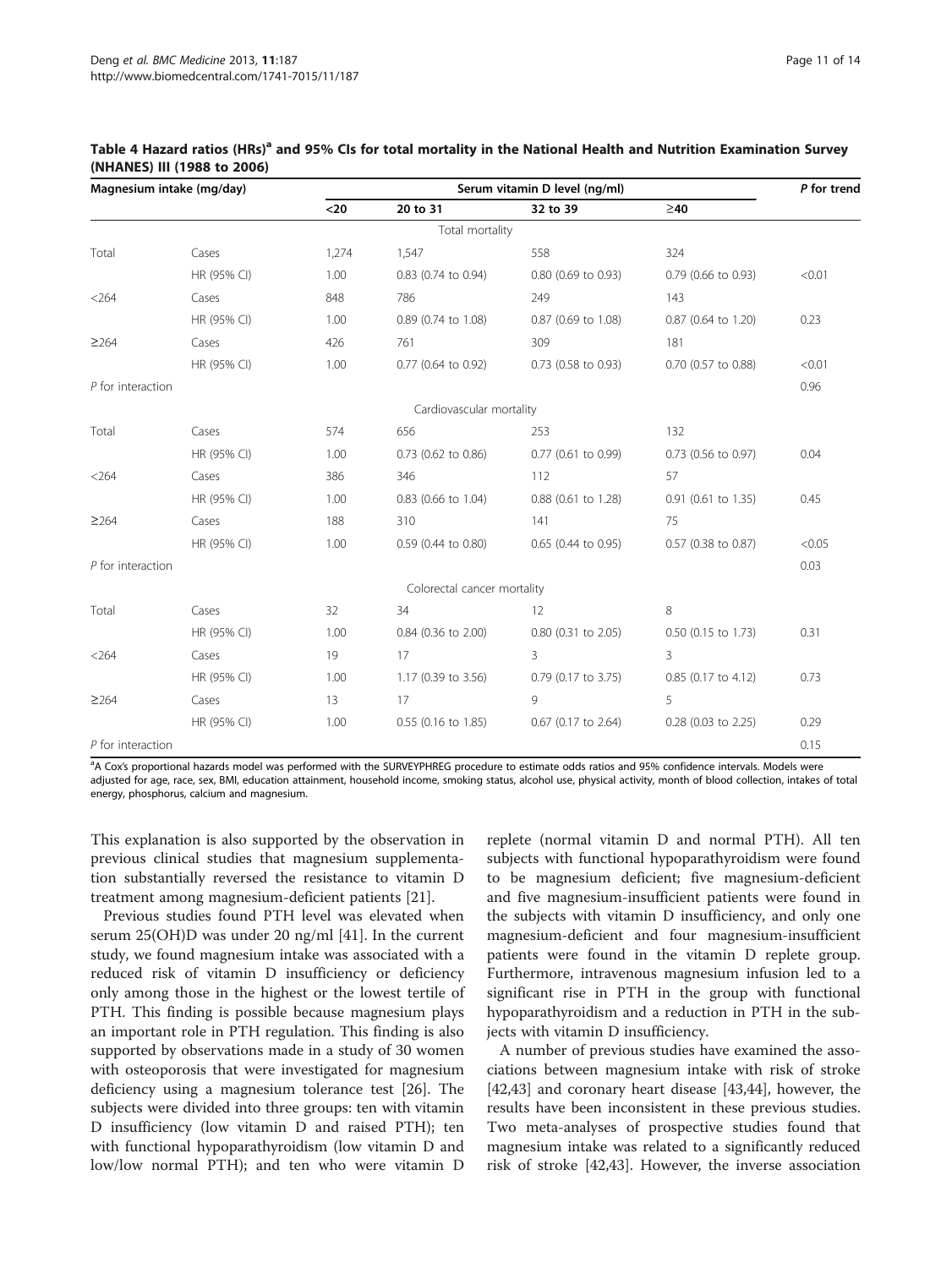**Table 4 Hazard ratios (HRs)[a] and 95% CIs for total mortality in the National Health and Nutrition Examination Survey (NHANES) III (1988 to 2006)**

| Magnesium intake (mg/day) | | Serum vitamin D level (ng/ml) | | | | P for trend |
|---|---|---|---|---|---|---|
| | | <20 | 20 to 31 | 32 to 39 | ≥40 | |
| | | | Total mortality | | | |
| Total | Cases | 1,274 | 1,547 | 558 | 324 | |
| | HR (95% CI) | 1.00 | 0.83 (0.74 to 0.94) | 0.80 (0.69 to 0.93) | 0.79 (0.66 to 0.93) | <0.01 |
| <264 | Cases | 848 | 786 | 249 | 143 | |
| | HR (95% CI) | 1.00 | 0.89 (0.74 to 1.08) | 0.87 (0.69 to 1.08) | 0.87 (0.64 to 1.20) | 0.23 |
| ≥264 | Cases | 426 | 761 | 309 | 181 | |
| | HR (95% CI) | 1.00 | 0.77 (0.64 to 0.92) | 0.73 (0.58 to 0.93) | 0.70 (0.57 to 0.88) | <0.01 |
| *P* for interaction | | | | | | 0.96 |
| | | | Cardiovascular mortality | | | |
| Total | Cases | 574 | 656 | 253 | 132 | |
| | HR (95% CI) | 1.00 | 0.73 (0.62 to 0.86) | 0.77 (0.61 to 0.99) | 0.73 (0.56 to 0.97) | 0.04 |
| <264 | Cases | 386 | 346 | 112 | 57 | |
| | HR (95% CI) | 1.00 | 0.83 (0.66 to 1.04) | 0.88 (0.61 to 1.28) | 0.91 (0.61 to 1.35) | 0.45 |
| ≥264 | Cases | 188 | 310 | 141 | 75 | |
| | HR (95% CI) | 1.00 | 0.59 (0.44 to 0.80) | 0.65 (0.44 to 0.95) | 0.57 (0.38 to 0.87) | <0.05 |
| *P* for interaction | | | | | | 0.03 |
| | | | Colorectal cancer mortality | | | |
| Total | Cases | 32 | 34 | 12 | 8 | |
| | HR (95% CI) | 1.00 | 0.84 (0.36 to 2.00) | 0.80 (0.31 to 2.05) | 0.50 (0.15 to 1.73) | 0.31 |
| <264 | Cases | 19 | 17 | 3 | 3 | |
| | HR (95% CI) | 1.00 | 1.17 (0.39 to 3.56) | 0.79 (0.17 to 3.75) | 0.85 (0.17 to 4.12) | 0.73 |
| ≥264 | Cases | 13 | 17 | 9 | 5 | |
| | HR (95% CI) | 1.00 | 0.55 (0.16 to 1.85) | 0.67 (0.17 to 2.64) | 0.28 (0.03 to 2.25) | 0.29 |
| *P* for interaction | | | | | | 0.15 |

[a]A Cox's proportional hazards model was performed with the SURVEYPHREG procedure to estimate odds ratios and 95% confidence intervals. Models were adjusted for age, race, sex, BMI, education attainment, household income, smoking status, alcohol use, physical activity, month of blood collection, intakes of total energy, phosphorus, calcium and magnesium.

This explanation is also supported by the observation in previous clinical studies that magnesium supplementation substantially reversed the resistance to vitamin D treatment among magnesium-deficient patients [21].

Previous studies found PTH level was elevated when serum 25(OH)D was under 20 ng/ml [41]. In the current study, we found magnesium intake was associated with a reduced risk of vitamin D insufficiency or deficiency only among those in the highest or the lowest tertile of PTH. This finding is possible because magnesium plays an important role in PTH regulation. This finding is also supported by observations made in a study of 30 women with osteoporosis that were investigated for magnesium deficiency using a magnesium tolerance test [26]. The subjects were divided into three groups: ten with vitamin D insufficiency (low vitamin D and raised PTH); ten with functional hypoparathyroidism (low vitamin D and low/low normal PTH); and ten who were vitamin D replete (normal vitamin D and normal PTH). All ten subjects with functional hypoparathyroidism were found to be magnesium deficient; five magnesium-deficient and five magnesium-insufficient patients were found in the subjects with vitamin D insufficiency, and only one magnesium-deficient and four magnesium-insufficient patients were found in the vitamin D replete group. Furthermore, intravenous magnesium infusion led to a significant rise in PTH in the group with functional hypoparathyroidism and a reduction in PTH in the subjects with vitamin D insufficiency.

A number of previous studies have examined the associations between magnesium intake with risk of stroke [42,43] and coronary heart disease [43,44], however, the results have been inconsistent in these previous studies. Two meta-analyses of prospective studies found that magnesium intake was related to a significantly reduced risk of stroke [42,43]. However, the inverse association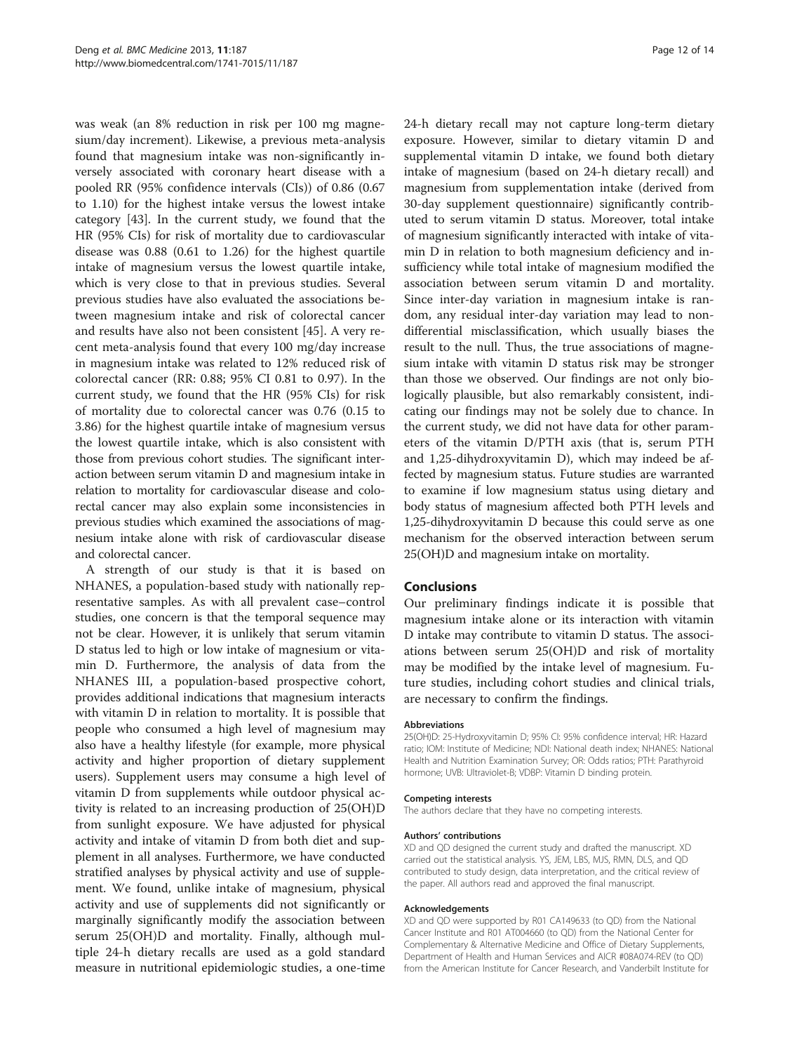was weak (an 8% reduction in risk per 100 mg magnesium/day increment). Likewise, a previous meta-analysis found that magnesium intake was non-significantly inversely associated with coronary heart disease with a pooled RR (95% confidence intervals (CIs)) of 0.86 (0.67 to 1.10) for the highest intake versus the lowest intake category [43]. In the current study, we found that the HR (95% CIs) for risk of mortality due to cardiovascular disease was 0.88 (0.61 to 1.26) for the highest quartile intake of magnesium versus the lowest quartile intake, which is very close to that in previous studies. Several previous studies have also evaluated the associations between magnesium intake and risk of colorectal cancer and results have also not been consistent [45]. A very recent meta-analysis found that every 100 mg/day increase in magnesium intake was related to 12% reduced risk of colorectal cancer (RR: 0.88; 95% CI 0.81 to 0.97). In the current study, we found that the HR (95% CIs) for risk of mortality due to colorectal cancer was 0.76 (0.15 to 3.86) for the highest quartile intake of magnesium versus the lowest quartile intake, which is also consistent with those from previous cohort studies. The significant interaction between serum vitamin D and magnesium intake in relation to mortality for cardiovascular disease and colorectal cancer may also explain some inconsistencies in previous studies which examined the associations of magnesium intake alone with risk of cardiovascular disease and colorectal cancer.

A strength of our study is that it is based on NHANES, a population-based study with nationally representative samples. As with all prevalent case–control studies, one concern is that the temporal sequence may not be clear. However, it is unlikely that serum vitamin D status led to high or low intake of magnesium or vitamin D. Furthermore, the analysis of data from the NHANES III, a population-based prospective cohort, provides additional indications that magnesium interacts with vitamin D in relation to mortality. It is possible that people who consumed a high level of magnesium may also have a healthy lifestyle (for example, more physical activity and higher proportion of dietary supplement users). Supplement users may consume a high level of vitamin D from supplements while outdoor physical activity is related to an increasing production of 25(OH)D from sunlight exposure. We have adjusted for physical activity and intake of vitamin D from both diet and supplement in all analyses. Furthermore, we have conducted stratified analyses by physical activity and use of supplement. We found, unlike intake of magnesium, physical activity and use of supplements did not significantly or marginally significantly modify the association between serum 25(OH)D and mortality. Finally, although multiple 24-h dietary recalls are used as a gold standard measure in nutritional epidemiologic studies, a one-time 24-h dietary recall may not capture long-term dietary exposure. However, similar to dietary vitamin D and supplemental vitamin D intake, we found both dietary intake of magnesium (based on 24-h dietary recall) and magnesium from supplementation intake (derived from 30-day supplement questionnaire) significantly contributed to serum vitamin D status. Moreover, total intake of magnesium significantly interacted with intake of vitamin D in relation to both magnesium deficiency and insufficiency while total intake of magnesium modified the association between serum vitamin D and mortality. Since inter-day variation in magnesium intake is random, any residual inter-day variation may lead to non-differential misclassification, which usually biases the result to the null. Thus, the true associations of magnesium intake with vitamin D status risk may be stronger than those we observed. Our findings are not only biologically plausible, but also remarkably consistent, indicating our findings may not be solely due to chance. In the current study, we did not have data for other parameters of the vitamin D/PTH axis (that is, serum PTH and 1,25-dihydroxyvitamin D), which may indeed be affected by magnesium status. Future studies are warranted to examine if low magnesium status using dietary and body status of magnesium affected both PTH levels and 1,25-dihydroxyvitamin D because this could serve as one mechanism for the observed interaction between serum 25(OH)D and magnesium intake on mortality.

## Conclusions

Our preliminary findings indicate it is possible that magnesium intake alone or its interaction with vitamin D intake may contribute to vitamin D status. The associations between serum 25(OH)D and risk of mortality may be modified by the intake level of magnesium. Future studies, including cohort studies and clinical trials, are necessary to confirm the findings.

#### Abbreviations

25(OH)D: 25-Hydroxyvitamin D; 95% CI: 95% confidence interval; HR: Hazard ratio; IOM: Institute of Medicine; NDI: National death index; NHANES: National Health and Nutrition Examination Survey; OR: Odds ratios; PTH: Parathyroid hormone; UVB: Ultraviolet-B; VDBP: Vitamin D binding protein.

#### Competing interests

The authors declare that they have no competing interests.

#### Authors' contributions

XD and QD designed the current study and drafted the manuscript. XD carried out the statistical analysis. YS, JEM, LBS, MJS, RMN, DLS, and QD contributed to study design, data interpretation, and the critical review of the paper. All authors read and approved the final manuscript.

#### Acknowledgements

XD and QD were supported by R01 CA149633 (to QD) from the National Cancer Institute and R01 AT004660 (to QD) from the National Center for Complementary & Alternative Medicine and Office of Dietary Supplements, Department of Health and Human Services and AICR #08A074-REV (to QD) from the American Institute for Cancer Research, and Vanderbilt Institute for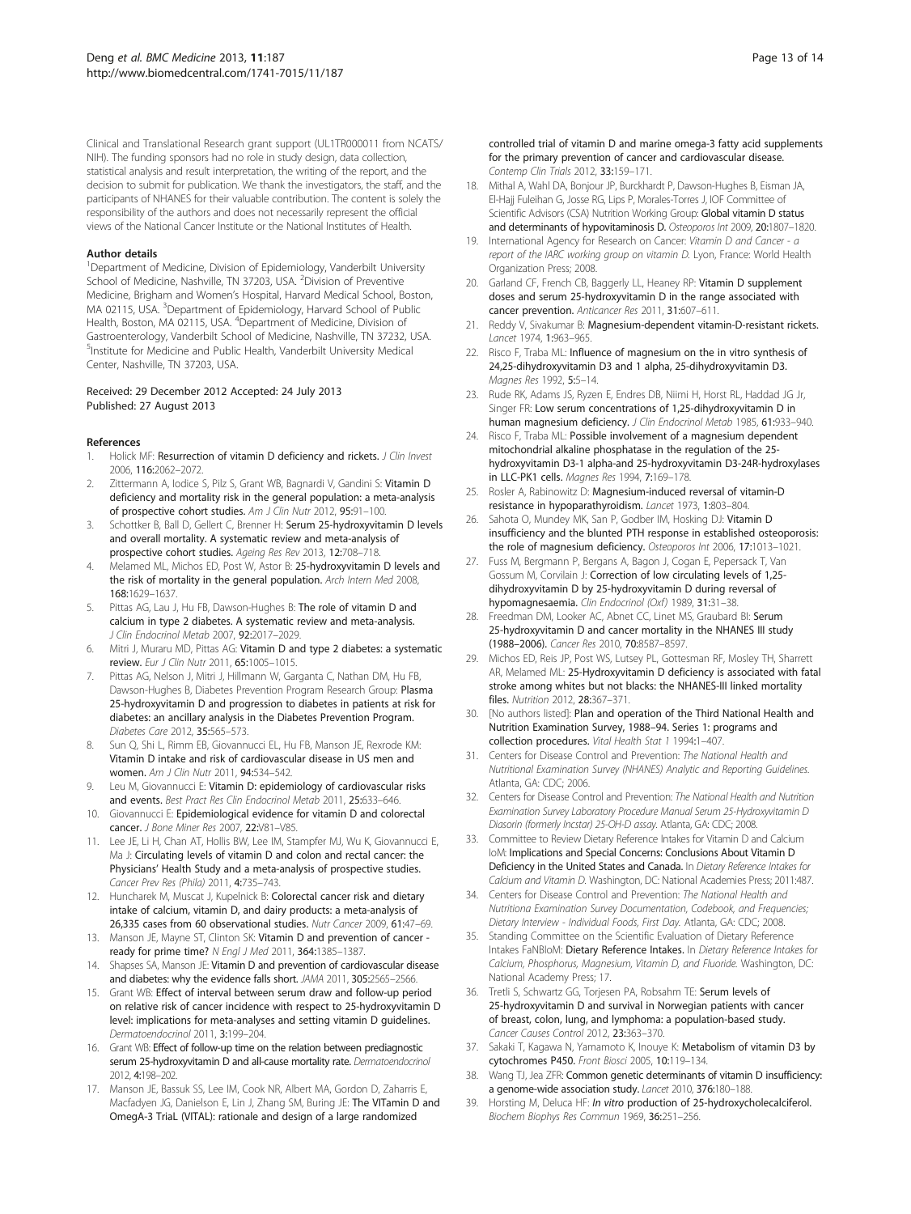Clinical and Translational Research grant support (UL1TR000011 from NCATS/NIH). The funding sponsors had no role in study design, data collection, statistical analysis and result interpretation, the writing of the report, and the decision to submit for publication. We thank the investigators, the staff, and the participants of NHANES for their valuable contribution. The content is solely the responsibility of the authors and does not necessarily represent the official views of the National Cancer Institute or the National Institutes of Health.

#### Author details

[1]Department of Medicine, Division of Epidemiology, Vanderbilt University School of Medicine, Nashville, TN 37203, USA. [2]Division of Preventive Medicine, Brigham and Women's Hospital, Harvard Medical School, Boston, MA 02115, USA. [3]Department of Epidemiology, Harvard School of Public Health, Boston, MA 02115, USA. [4]Department of Medicine, Division of Gastroenterology, Vanderbilt School of Medicine, Nashville, TN 37232, USA. [5]Institute for Medicine and Public Health, Vanderbilt University Medical Center, Nashville, TN 37203, USA.

Received: 29 December 2012 Accepted: 24 July 2013
Published: 27 August 2013

#### References

1. Holick MF: **Resurrection of vitamin D deficiency and rickets.** *J Clin Invest* 2006, **116:**2062–2072.
2. Zittermann A, Iodice S, Pilz S, Grant WB, Bagnardi V, Gandini S: **Vitamin D deficiency and mortality risk in the general population: a meta-analysis of prospective cohort studies.** *Am J Clin Nutr* 2012, **95:**91–100.
3. Schottker B, Ball D, Gellert C, Brenner H: **Serum 25-hydroxyvitamin D levels and overall mortality. A systematic review and meta-analysis of prospective cohort studies.** *Ageing Res Rev* 2013, **12:**708–718.
4. Melamed ML, Michos ED, Post W, Astor B: **25-hydroxyvitamin D levels and the risk of mortality in the general population.** *Arch Intern Med* 2008, **168:**1629–1637.
5. Pittas AG, Lau J, Hu FB, Dawson-Hughes B: **The role of vitamin D and calcium in type 2 diabetes. A systematic review and meta-analysis.** *J Clin Endocrinol Metab* 2007, **92:**2017–2029.
6. Mitri J, Muraru MD, Pittas AG: **Vitamin D and type 2 diabetes: a systematic review.** *Eur J Clin Nutr* 2011, **65:**1005–1015.
7. Pittas AG, Nelson J, Mitri J, Hillmann W, Garganta C, Nathan DM, Hu FB, Dawson-Hughes B, Diabetes Prevention Program Research Group: **Plasma 25-hydroxyvitamin D and progression to diabetes in patients at risk for diabetes: an ancillary analysis in the Diabetes Prevention Program.** *Diabetes Care* 2012, **35:**565–573.
8. Sun Q, Shi L, Rimm EB, Giovannucci EL, Hu FB, Manson JE, Rexrode KM: **Vitamin D intake and risk of cardiovascular disease in US men and women.** *Am J Clin Nutr* 2011, **94:**534–542.
9. Leu M, Giovannucci E: **Vitamin D: epidemiology of cardiovascular risks and events.** *Best Pract Res Clin Endocrinol Metab* 2011, **25:**633–646.
10. Giovannucci E: **Epidemiological evidence for vitamin D and colorectal cancer.** *J Bone Miner Res* 2007, **22:**V81–V85.
11. Lee JE, Li H, Chan AT, Hollis BW, Lee IM, Stampfer MJ, Wu K, Giovannucci E, Ma J: **Circulating levels of vitamin D and colon and rectal cancer: the Physicians' Health Study and a meta-analysis of prospective studies.** *Cancer Prev Res (Phila)* 2011, **4:**735–743.
12. Huncharek M, Muscat J, Kupelnick B: **Colorectal cancer risk and dietary intake of calcium, vitamin D, and dairy products: a meta-analysis of 26,335 cases from 60 observational studies.** *Nutr Cancer* 2009, **61:**47–69.
13. Manson JE, Mayne ST, Clinton SK: **Vitamin D and prevention of cancer - ready for prime time?** *N Engl J Med* 2011, **364:**1385–1387.
14. Shapses SA, Manson JE: **Vitamin D and prevention of cardiovascular disease and diabetes: why the evidence falls short.** *JAMA* 2011, **305:**2565–2566.
15. Grant WB: **Effect of interval between serum draw and follow-up period on relative risk of cancer incidence with respect to 25-hydroxyvitamin D level: implications for meta-analyses and setting vitamin D guidelines.** *Dermatoendocrinol* 2011, **3:**199–204.
16. Grant WB: **Effect of follow-up time on the relation between prediagnostic serum 25-hydroxyvitamin D and all-cause mortality rate.** *Dermatoendocrinol* 2012, **4:**198–202.
17. Manson JE, Bassuk SS, Lee IM, Cook NR, Albert MA, Gordon D, Zaharris E, Macfadyen JG, Danielson E, Lin J, Zhang SM, Buring JE: **The VITamin D and OmegA-3 TriaL (VITAL): rationale and design of a large randomized controlled trial of vitamin D and marine omega-3 fatty acid supplements for the primary prevention of cancer and cardiovascular disease.** *Contemp Clin Trials* 2012, **33:**159–171.
18. Mithal A, Wahl DA, Bonjour JP, Burckhardt P, Dawson-Hughes B, Eisman JA, El-Hajj Fuleihan G, Josse RG, Lips P, Morales-Torres J, IOF Committee of Scientific Advisors (CSA) Nutrition Working Group: **Global vitamin D status and determinants of hypovitaminosis D.** *Osteoporos Int* 2009, **20:**1807–1820.
19. International Agency for Research on Cancer: *Vitamin D and Cancer - a report of the IARC working group on vitamin D.* Lyon, France: World Health Organization Press; 2008.
20. Garland CF, French CB, Baggerly LL, Heaney RP: **Vitamin D supplement doses and serum 25-hydroxyvitamin D in the range associated with cancer prevention.** *Anticancer Res* 2011, **31:**607–611.
21. Reddy V, Sivakumar B: **Magnesium-dependent vitamin-D-resistant rickets.** *Lancet* 1974, **1:**963–965.
22. Risco F, Traba ML: **Influence of magnesium on the in vitro synthesis of 24,25-dihydroxyvitamin D3 and 1 alpha, 25-dihydroxyvitamin D3.** *Magnes Res* 1992, **5:**5–14.
23. Rude RK, Adams JS, Ryzen E, Endres DB, Niimi H, Horst RL, Haddad JG Jr, Singer FR: **Low serum concentrations of 1,25-dihydroxyvitamin D in human magnesium deficiency.** *J Clin Endocrinol Metab* 1985, **61:**933–940.
24. Risco F, Traba ML: **Possible involvement of a magnesium dependent mitochondrial alkaline phosphatase in the regulation of the 25-hydroxyvitamin D3-1 alpha-and 25-hydroxyvitamin D3-24R-hydroxylases in LLC-PK1 cells.** *Magnes Res* 1994, **7:**169–178.
25. Rosler A, Rabinowitz D: **Magnesium-induced reversal of vitamin-D resistance in hypoparathyroidism.** *Lancet* 1973, **1:**803–804.
26. Sahota O, Mundey MK, San P, Godber IM, Hosking DJ: **Vitamin D insufficiency and the blunted PTH response in established osteoporosis: the role of magnesium deficiency.** *Osteoporos Int* 2006, **17:**1013–1021.
27. Fuss M, Bergmann P, Bergans A, Bagon J, Cogan E, Pepersack T, Van Gossum M, Corvilain J: **Correction of low circulating levels of 1,25-dihydroxyvitamin D by 25-hydroxyvitamin D during reversal of hypomagnesaemia.** *Clin Endocrinol (Oxf)* 1989, **31:**31–38.
28. Freedman DM, Looker AC, Abnet CC, Linet MS, Graubard BI: **Serum 25-hydroxyvitamin D and cancer mortality in the NHANES III study (1988–2006).** *Cancer Res* 2010, **70:**8587–8597.
29. Michos ED, Reis JP, Post WS, Lutsey PL, Gottesman RF, Mosley TH, Sharrett AR, Melamed ML: **25-Hydroxyvitamin D deficiency is associated with fatal stroke among whites but not blacks: the NHANES-III linked mortality files.** *Nutrition* 2012, **28:**367–371.
30. [No authors listed]: **Plan and operation of the Third National Health and Nutrition Examination Survey, 1988–94. Series 1: programs and collection procedures.** *Vital Health Stat 1* 1994:1–407.
31. Centers for Disease Control and Prevention: *The National Health and Nutritional Examination Survey (NHANES) Analytic and Reporting Guidelines.* Atlanta, GA: CDC; 2006.
32. Centers for Disease Control and Prevention: *The National Health and Nutrition Examination Survey Laboratory Procedure Manual Serum 25-Hydroxyvitamin D Diasorin (formerly Incstar) 25-OH-D assay.* Atlanta, GA: CDC; 2008.
33. Committee to Review Dietary Reference Intakes for Vitamin D and Calcium IoM: **Implications and Special Concerns: Conclusions About Vitamin D Deficiency in the United States and Canada.** In *Dietary Reference Intakes for Calcium and Vitamin D.* Washington, DC: National Academies Press; 2011:487.
34. Centers for Disease Control and Prevention: *The National Health and Nutritiona Examination Survey Documentation, Codebook, and Frequencies; Dietary Interview - Individual Foods, First Day.* Atlanta, GA: CDC; 2008.
35. Standing Committee on the Scientific Evaluation of Dietary Reference Intakes FaNBIoM: **Dietary Reference Intakes.** In *Dietary Reference Intakes for Calcium, Phosphorus, Magnesium, Vitamin D, and Fluoride.* Washington, DC: National Academy Press; 17.
36. Tretli S, Schwartz GG, Torjesen PA, Robsahm TE: **Serum levels of 25-hydroxyvitamin D and survival in Norwegian patients with cancer of breast, colon, lung, and lymphoma: a population-based study.** *Cancer Causes Control* 2012, **23:**363–370.
37. Sakaki T, Kagawa N, Yamamoto K, Inouye K: **Metabolism of vitamin D3 by cytochromes P450.** *Front Biosci* 2005, **10:**119–134.
38. Wang TJ, Jea ZFR: **Common genetic determinants of vitamin D insufficiency: a genome-wide association study.** *Lancet* 2010, **376:**180–188.
39. Horsting M, Deluca HF: ***In vitro* production of 25-hydroxycholecalciferol.** *Biochem Biophys Res Commun* 1969, **36:**251–256.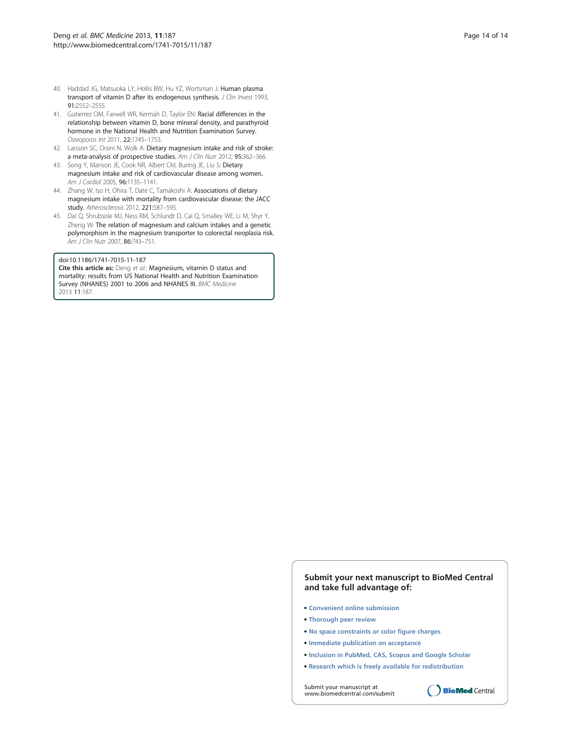40. Haddad JG, Matsuoka LY, Hollis BW, Hu YZ, Wortsman J: **Human plasma transport of vitamin D after its endogenous synthesis.** *J Clin Invest* 1993, **91:**2552–2555.
41. Gutierrez OM, Farwell WR, Kermah D, Taylor EN: **Racial differences in the relationship between vitamin D, bone mineral density, and parathyroid hormone in the National Health and Nutrition Examination Survey.** *Osteoporos Int* 2011, **22:**1745–1753.
42. Larsson SC, Orsini N, Wolk A: **Dietary magnesium intake and risk of stroke: a meta-analysis of prospective studies.** *Am J Clin Nutr* 2012, **95:**362–366.
43. Song Y, Manson JE, Cook NR, Albert CM, Buring JE, Liu S: **Dietary magnesium intake and risk of cardiovascular disease among women.** *Am J Cardiol* 2005, **96:**1135–1141.
44. Zhang W, Iso H, Ohira T, Date C, Tamakoshi A: **Associations of dietary magnesium intake with mortality from cardiovascular disease: the JACC study.** *Atherosclerosis* 2012, **221:**587–595.
45. Dai Q, Shrubsole MJ, Ness RM, Schlundt D, Cai Q, Smalley WE, Li M, Shyr Y, Zheng W: **The relation of magnesium and calcium intakes and a genetic polymorphism in the magnesium transporter to colorectal neoplasia risk.** *Am J Clin Nutr* 2007, **86:**743–751.

doi:10.1186/1741-7015-11-187

**Cite this article as:** Deng *et al.*: Magnesium, vitamin D status and mortality: results from US National Health and Nutrition Examination Survey (NHANES) 2001 to 2006 and NHANES III. *BMC Medicine* 2013 **11**:187.

**Submit your next manuscript to BioMed Central and take full advantage of:**

- **Convenient online submission**
- **Thorough peer review**
- **No space constraints or color figure charges**
- **Immediate publication on acceptance**
- **Inclusion in PubMed, CAS, Scopus and Google Scholar**
- **Research which is freely available for redistribution**

Submit your manuscript at www.biomedcentral.com/submit

BioMed Central